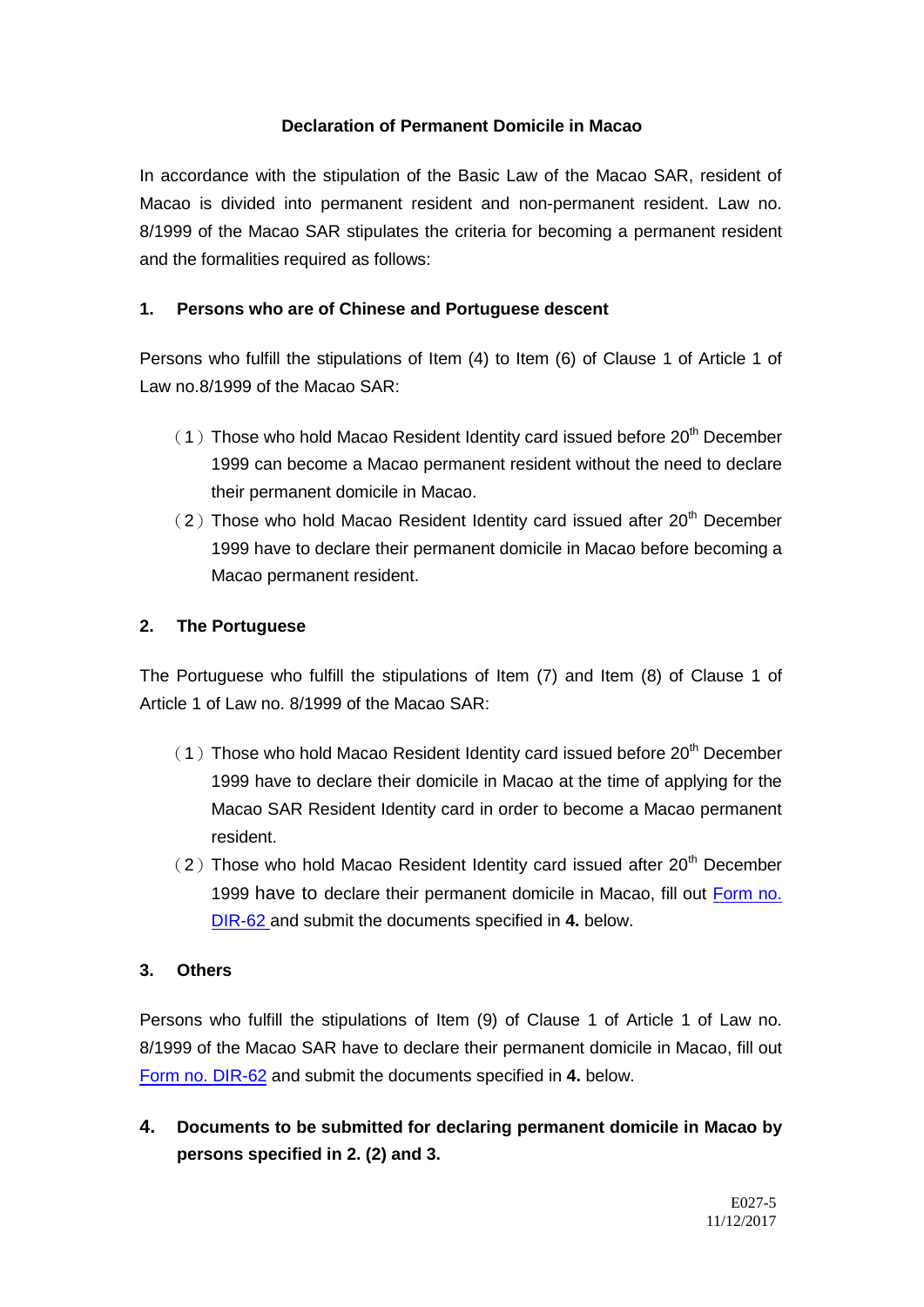# Declaration of Permanent Domicile in Macao

In accordance with the stipulation of the Basic Law of the Macao SAR, resident of Macao is divided into permanent resident and non-permanent resident. Law no. 8/1999 of the Macao SAR stipulates the criteria for becoming a permanent resident and the formalities required as follows:

## 1. Persons who are of Chinese and Portuguese descent

Persons who fulfill the stipulations of Item (4) to Item (6) of Clause 1 of Article 1 of Law no.8/1999 of the Macao SAR:

（1）Those who hold Macao Resident Identity card issued before 20th December 1999 can become a Macao permanent resident without the need to declare their permanent domicile in Macao.

（2）Those who hold Macao Resident Identity card issued after 20th December 1999 have to declare their permanent domicile in Macao before becoming a Macao permanent resident.

## 2. The Portuguese

The Portuguese who fulfill the stipulations of Item (7) and Item (8) of Clause 1 of Article 1 of Law no. 8/1999 of the Macao SAR:

（1）Those who hold Macao Resident Identity card issued before 20th December 1999 have to declare their domicile in Macao at the time of applying for the Macao SAR Resident Identity card in order to become a Macao permanent resident.

（2）Those who hold Macao Resident Identity card issued after 20th December 1999 have to declare their permanent domicile in Macao, fill out Form no. DIR-62 and submit the documents specified in **4.** below.

## 3. Others

Persons who fulfill the stipulations of Item (9) of Clause 1 of Article 1 of Law no. 8/1999 of the Macao SAR have to declare their permanent domicile in Macao, fill out Form no. DIR-62 and submit the documents specified in **4.** below.

## 4. Documents to be submitted for declaring permanent domicile in Macao by persons specified in 2. (2) and 3.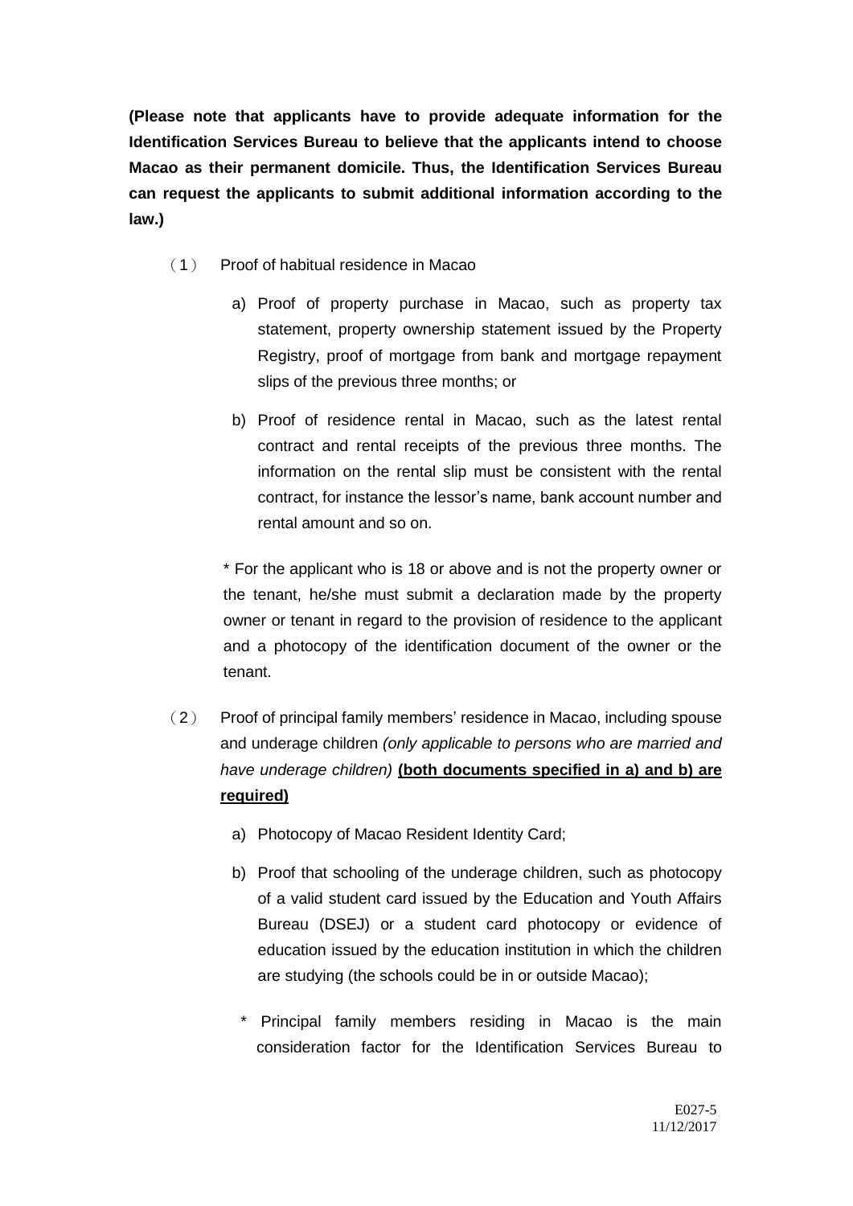**(Please note that applicants have to provide adequate information for the Identification Services Bureau to believe that the applicants intend to choose Macao as their permanent domicile. Thus, the Identification Services Bureau can request the applicants to submit additional information according to the law.)**

（1） Proof of habitual residence in Macao

a) Proof of property purchase in Macao, such as property tax statement, property ownership statement issued by the Property Registry, proof of mortgage from bank and mortgage repayment slips of the previous three months; or

b) Proof of residence rental in Macao, such as the latest rental contract and rental receipts of the previous three months. The information on the rental slip must be consistent with the rental contract, for instance the lessor's name, bank account number and rental amount and so on.

\* For the applicant who is 18 or above and is not the property owner or the tenant, he/she must submit a declaration made by the property owner or tenant in regard to the provision of residence to the applicant and a photocopy of the identification document of the owner or the tenant.

（2） Proof of principal family members' residence in Macao, including spouse and underage children *(only applicable to persons who are married and have underage children)* **<u>(both documents specified in a) and b) are required)</u>**

a) Photocopy of Macao Resident Identity Card;

b) Proof that schooling of the underage children, such as photocopy of a valid student card issued by the Education and Youth Affairs Bureau (DSEJ) or a student card photocopy or evidence of education issued by the education institution in which the children are studying (the schools could be in or outside Macao);

\* Principal family members residing in Macao is the main consideration factor for the Identification Services Bureau to

E027-5
11/12/2017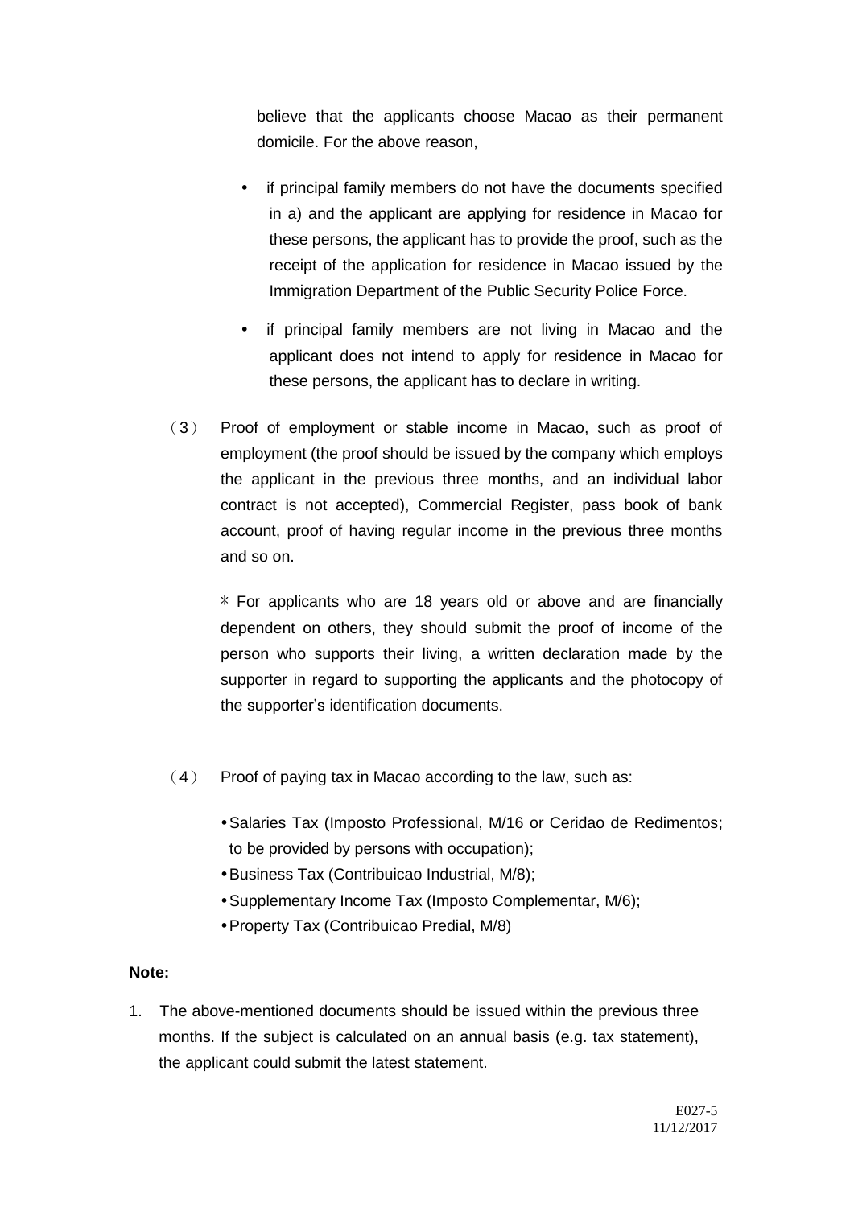believe that the applicants choose Macao as their permanent domicile. For the above reason,

- if principal family members do not have the documents specified in a) and the applicant are applying for residence in Macao for these persons, the applicant has to provide the proof, such as the receipt of the application for residence in Macao issued by the Immigration Department of the Public Security Police Force.
- if principal family members are not living in Macao and the applicant does not intend to apply for residence in Macao for these persons, the applicant has to declare in writing.

（3） Proof of employment or stable income in Macao, such as proof of employment (the proof should be issued by the company which employs the applicant in the previous three months, and an individual labor contract is not accepted), Commercial Register, pass book of bank account, proof of having regular income in the previous three months and so on.

＊ For applicants who are 18 years old or above and are financially dependent on others, they should submit the proof of income of the person who supports their living, a written declaration made by the supporter in regard to supporting the applicants and the photocopy of the supporter's identification documents.

（4） Proof of paying tax in Macao according to the law, such as:

- Salaries Tax (Imposto Professional, M/16 or Ceridao de Redimentos; to be provided by persons with occupation);
- Business Tax (Contribuicao Industrial, M/8);
- Supplementary Income Tax (Imposto Complementar, M/6);
- Property Tax (Contribuicao Predial, M/8)

**Note:**

1. The above-mentioned documents should be issued within the previous three months. If the subject is calculated on an annual basis (e.g. tax statement), the applicant could submit the latest statement.

E027-5
11/12/2017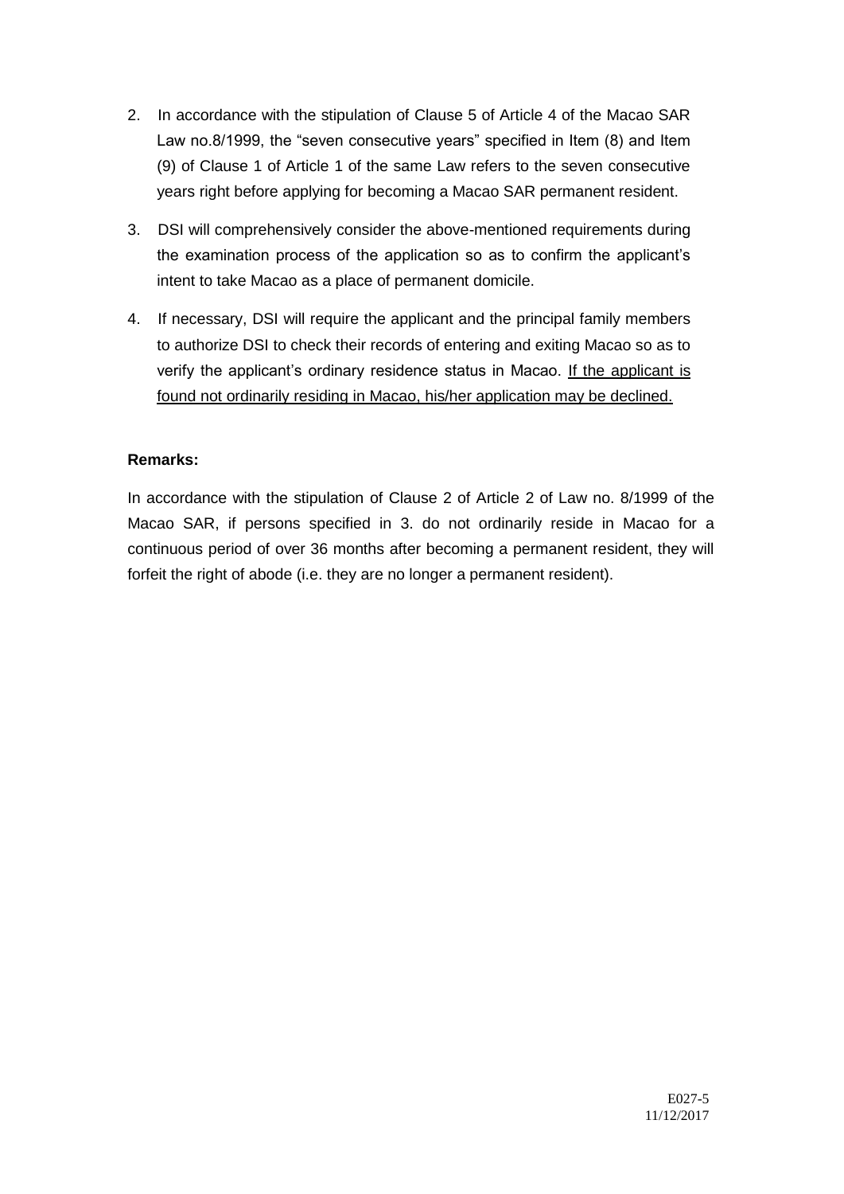2. In accordance with the stipulation of Clause 5 of Article 4 of the Macao SAR Law no.8/1999, the "seven consecutive years" specified in Item (8) and Item (9) of Clause 1 of Article 1 of the same Law refers to the seven consecutive years right before applying for becoming a Macao SAR permanent resident.

3. DSI will comprehensively consider the above-mentioned requirements during the examination process of the application so as to confirm the applicant's intent to take Macao as a place of permanent domicile.

4. If necessary, DSI will require the applicant and the principal family members to authorize DSI to check their records of entering and exiting Macao so as to verify the applicant's ordinary residence status in Macao. <u>If the applicant is found not ordinarily residing in Macao, his/her application may be declined.</u>

**Remarks:**

In accordance with the stipulation of Clause 2 of Article 2 of Law no. 8/1999 of the Macao SAR, if persons specified in 3. do not ordinarily reside in Macao for a continuous period of over 36 months after becoming a permanent resident, they will forfeit the right of abode (i.e. they are no longer a permanent resident).

E027-5
11/12/2017